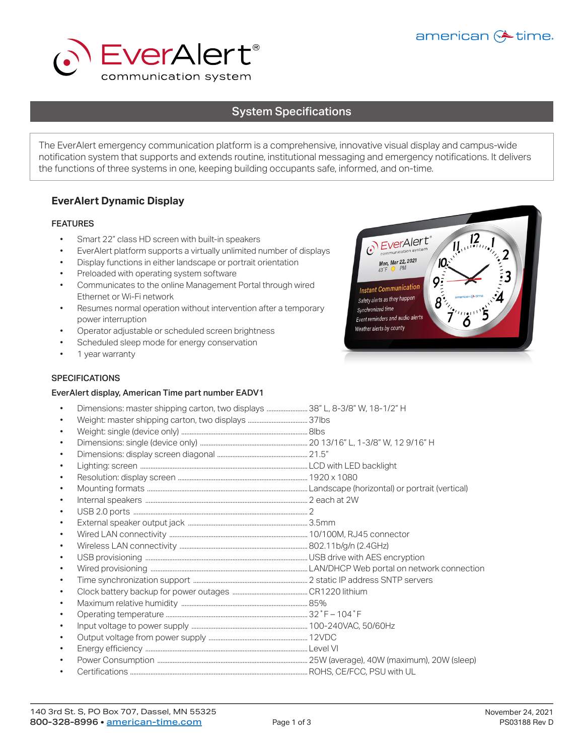# EverAlert® communication system

## System Specifications

The EverAlert emergency communication platform is a comprehensive, innovative visual display and campus-wide notification system that supports and extends routine, institutional messaging and emergency notifications. It delivers the functions of three systems in one, keeping building occupants safe, informed, and on-time.

### EverAlert Dynamic Display

#### FEATURES

- Smart 22" class HD screen with built-in speakers
- EverAlert platform supports a virtually unlimited number of displays
- Display functions in either landscape or portrait orientation
- Preloaded with operating system software
- Communicates to the online Management Portal through wired Ethernet or Wi-Fi network
- Resumes normal operation without intervention after a temporary power interruption
- Operator adjustable or scheduled screen brightness
- Scheduled sleep mode for energy conservation
- 1 year warranty

#### SPECIFICATIONS

**EverAlert display, American Time part number EADV1**

- Dimensions: master shipping carton, two displays ........ 38" L, 8-3/8" W, 18-1/2" H
- Weight: master shipping carton, two displays ........ 37lbs
- Weight: single (device only) ........ 8lbs
- Dimensions: single (device only) ........ 20 13/16" L, 1-3/8" W, 12 9/16" H
- Dimensions: display screen diagonal ........ 21.5"
- Lighting: screen ........ LCD with LED backlight
- Resolution: display screen ........ 1920 x 1080
- Mounting formats ........ Landscape (horizontal) or portrait (vertical)
- Internal speakers ........ 2 each at 2W
- USB 2.0 ports ........ 2
- External speaker output jack ........ 3.5mm
- Wired LAN connectivity ........ 10/100M, RJ45 connector
- Wireless LAN connectivity ........ 802.11b/g/n (2.4GHz)
- USB provisioning ........ USB drive with AES encryption
- Wired provisioning ........ LAN/DHCP Web portal on network connection
- Time synchronization support ........ 2 static IP address SNTP servers
- Clock battery backup for power outages ........ CR1220 lithium
- Maximum relative humidity ........ 85%
- Operating temperature ........ 32˚F – 104˚F
- Input voltage to power supply ........ 100-240VAC, 50/60Hz
- Output voltage from power supply ........ 12VDC
- Energy efficiency ........ Level VI
- Power Consumption ........ 25W (average), 40W (maximum), 20W (sleep)
- Certifications ........ ROHS, CE/FCC, PSU with UL

140 3rd St. S, PO Box 707, Dassel, MN 55325
800-328-8996 • american-time.com

November 24, 2021
PS03188 Rev D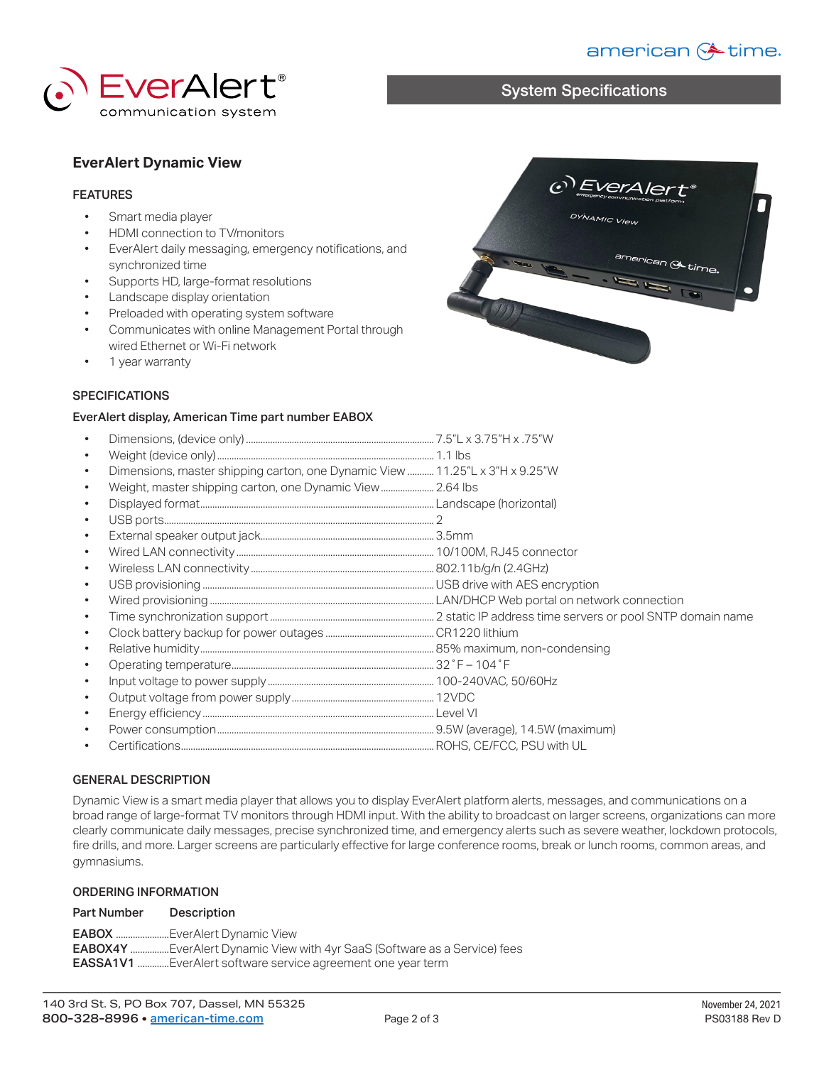# EverAlert® communication system

## System Specifications

### EverAlert Dynamic View

#### FEATURES

- Smart media player
- HDMI connection to TV/monitors
- EverAlert daily messaging, emergency notifications, and synchronized time
- Supports HD, large-format resolutions
- Landscape display orientation
- Preloaded with operating system software
- Communicates with online Management Portal through wired Ethernet or Wi-Fi network
- 1 year warranty

#### SPECIFICATIONS

**EverAlert display, American Time part number EABOX**

- Dimensions, (device only) ........ 7.5"L x 3.75"H x .75"W
- Weight (device only) ........ 1.1 lbs
- Dimensions, master shipping carton, one Dynamic View ........ 11.25"L x 3"H x 9.25"W
- Weight, master shipping carton, one Dynamic View ........ 2.64 lbs
- Displayed format ........ Landscape (horizontal)
- USB ports ........ 2
- External speaker output jack ........ 3.5mm
- Wired LAN connectivity ........ 10/100M, RJ45 connector
- Wireless LAN connectivity ........ 802.11b/g/n (2.4GHz)
- USB provisioning ........ USB drive with AES encryption
- Wired provisioning ........ LAN/DHCP Web portal on network connection
- Time synchronization support ........ 2 static IP address time servers or pool SNTP domain name
- Clock battery backup for power outages ........ CR1220 lithium
- Relative humidity ........ 85% maximum, non-condensing
- Operating temperature ........ 32˚F – 104˚F
- Input voltage to power supply ........ 100-240VAC, 50/60Hz
- Output voltage from power supply ........ 12VDC
- Energy efficiency ........ Level VI
- Power consumption ........ 9.5W (average), 14.5W (maximum)
- Certifications ........ ROHS, CE/FCC, PSU with UL

#### GENERAL DESCRIPTION

Dynamic View is a smart media player that allows you to display EverAlert platform alerts, messages, and communications on a broad range of large-format TV monitors through HDMI input. With the ability to broadcast on larger screens, organizations can more clearly communicate daily messages, precise synchronized time, and emergency alerts such as severe weather, lockdown protocols, fire drills, and more. Larger screens are particularly effective for large conference rooms, break or lunch rooms, common areas, and gymnasiums.

#### ORDERING INFORMATION

| Part Number | Description |
|---|---|
| **EABOX** | EverAlert Dynamic View |
| **EABOX4Y** | EverAlert Dynamic View with 4yr SaaS (Software as a Service) fees |
| **EASSA1V1** | EverAlert software service agreement one year term |

140 3rd St. S, PO Box 707, Dassel, MN 55325
**800-328-8996 • american-time.com**

November 24, 2021
PS03188 Rev D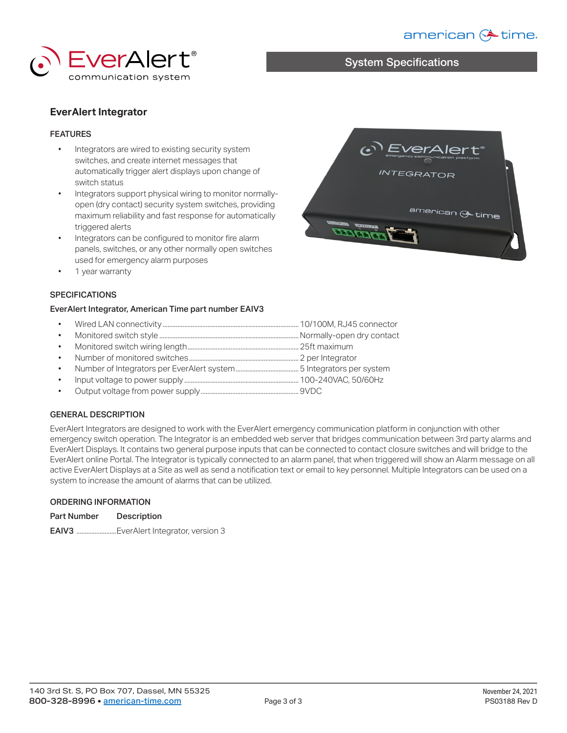# EverAlert Integrator

## FEATURES

- Integrators are wired to existing security system switches, and create internet messages that automatically trigger alert displays upon change of switch status
- Integrators support physical wiring to monitor normally-open (dry contact) security system switches, providing maximum reliability and fast response for automatically triggered alerts
- Integrators can be configured to monitor fire alarm panels, switches, or any other normally open switches used for emergency alarm purposes
- 1 year warranty

## SPECIFICATIONS

### EverAlert Integrator, American Time part number EAIV3

- Wired LAN connectivity .......... 10/100M, RJ45 connector
- Monitored switch style .......... Normally-open dry contact
- Monitored switch wiring length .......... 25ft maximum
- Number of monitored switches .......... 2 per Integrator
- Number of Integrators per EverAlert system .......... 5 Integrators per system
- Input voltage to power supply .......... 100-240VAC, 50/60Hz
- Output voltage from power supply .......... 9VDC

## GENERAL DESCRIPTION

EverAlert Integrators are designed to work with the EverAlert emergency communication platform in conjunction with other emergency switch operation. The Integrator is an embedded web server that bridges communication between 3rd party alarms and EverAlert Displays. It contains two general purpose inputs that can be connected to contact closure switches and will bridge to the EverAlert online Portal. The Integrator is typically connected to an alarm panel, that when triggered will show an Alarm message on all active EverAlert Displays at a Site as well as send a notification text or email to key personnel. Multiple Integrators can be used on a system to increase the amount of alarms that can be utilized.

## ORDERING INFORMATION

| Part Number | Description |
|---|---|
| **EAIV3** | EverAlert Integrator, version 3 |

140 3rd St. S, PO Box 707, Dassel, MN 55325
800-328-8996 • american-time.com

November 24, 2021
PS03188 Rev D